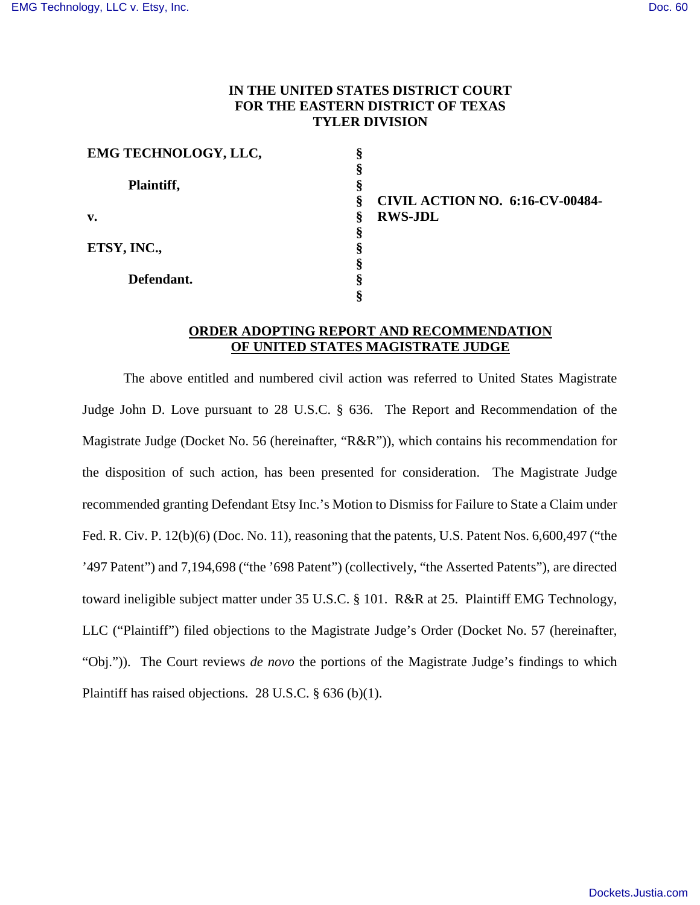**IN THE UNITED STATES DISTRICT COURT**
**FOR THE EASTERN DISTRICT OF TEXAS**
**TYLER DIVISION**

| | | |
|---|---|---|
| **EMG TECHNOLOGY, LLC,** | § | |
| | § | |
| **Plaintiff,** | § | |
| | § | **CIVIL ACTION NO. 6:16-CV-00484-RWS-JDL** |
| **v.** | § | |
| | § | |
| **ETSY, INC.,** | § | |
| | § | |
| **Defendant.** | § | |
| | § | |

**ORDER ADOPTING REPORT AND RECOMMENDATION OF UNITED STATES MAGISTRATE JUDGE**

The above entitled and numbered civil action was referred to United States Magistrate Judge John D. Love pursuant to 28 U.S.C. § 636. The Report and Recommendation of the Magistrate Judge (Docket No. 56 (hereinafter, "R&R")), which contains his recommendation for the disposition of such action, has been presented for consideration. The Magistrate Judge recommended granting Defendant Etsy Inc.'s Motion to Dismiss for Failure to State a Claim under Fed. R. Civ. P. 12(b)(6) (Doc. No. 11), reasoning that the patents, U.S. Patent Nos. 6,600,497 ("the '497 Patent") and 7,194,698 ("the '698 Patent") (collectively, "the Asserted Patents"), are directed toward ineligible subject matter under 35 U.S.C. § 101. R&R at 25. Plaintiff EMG Technology, LLC ("Plaintiff") filed objections to the Magistrate Judge's Order (Docket No. 57 (hereinafter, "Obj.")). The Court reviews *de novo* the portions of the Magistrate Judge's findings to which Plaintiff has raised objections. 28 U.S.C. § 636 (b)(1).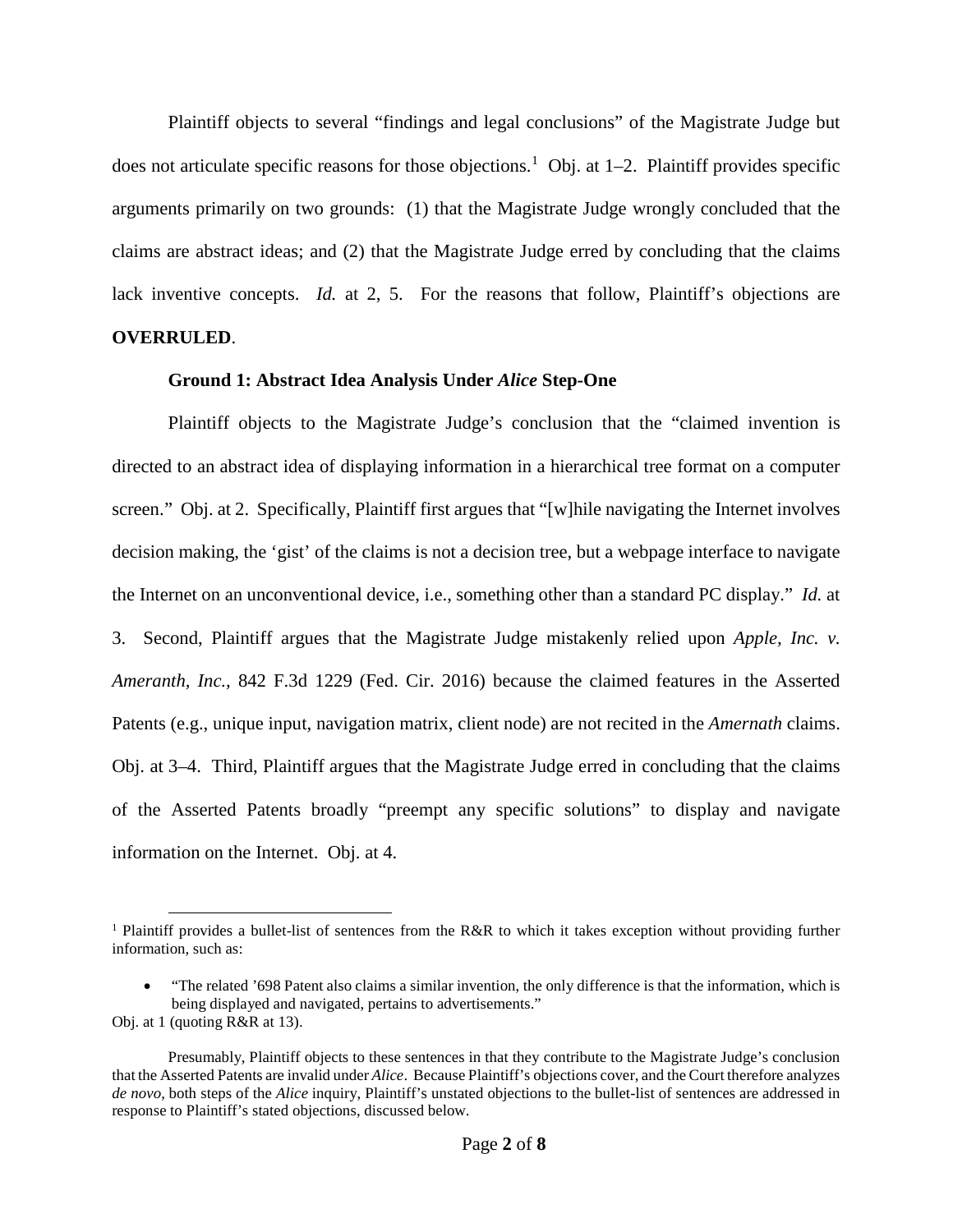Plaintiff objects to several "findings and legal conclusions" of the Magistrate Judge but does not articulate specific reasons for those objections.[1] Obj. at 1–2. Plaintiff provides specific arguments primarily on two grounds: (1) that the Magistrate Judge wrongly concluded that the claims are abstract ideas; and (2) that the Magistrate Judge erred by concluding that the claims lack inventive concepts. *Id.* at 2, 5. For the reasons that follow, Plaintiff's objections are **OVERRULED**.

**Ground 1: Abstract Idea Analysis Under *Alice* Step-One**

Plaintiff objects to the Magistrate Judge's conclusion that the "claimed invention is directed to an abstract idea of displaying information in a hierarchical tree format on a computer screen." Obj. at 2. Specifically, Plaintiff first argues that "[w]hile navigating the Internet involves decision making, the 'gist' of the claims is not a decision tree, but a webpage interface to navigate the Internet on an unconventional device, i.e., something other than a standard PC display." *Id.* at 3. Second, Plaintiff argues that the Magistrate Judge mistakenly relied upon *Apple, Inc. v. Ameranth, Inc.,* 842 F.3d 1229 (Fed. Cir. 2016) because the claimed features in the Asserted Patents (e.g., unique input, navigation matrix, client node) are not recited in the *Amernath* claims. Obj. at 3–4. Third, Plaintiff argues that the Magistrate Judge erred in concluding that the claims of the Asserted Patents broadly "preempt any specific solutions" to display and navigate information on the Internet. Obj. at 4.

---

[1] Plaintiff provides a bullet-list of sentences from the R&R to which it takes exception without providing further information, such as:

- "The related '698 Patent also claims a similar invention, the only difference is that the information, which is being displayed and navigated, pertains to advertisements."

Obj. at 1 (quoting R&R at 13).

Presumably, Plaintiff objects to these sentences in that they contribute to the Magistrate Judge's conclusion that the Asserted Patents are invalid under *Alice*. Because Plaintiff's objections cover, and the Court therefore analyzes *de novo*, both steps of the *Alice* inquiry, Plaintiff's unstated objections to the bullet-list of sentences are addressed in response to Plaintiff's stated objections, discussed below.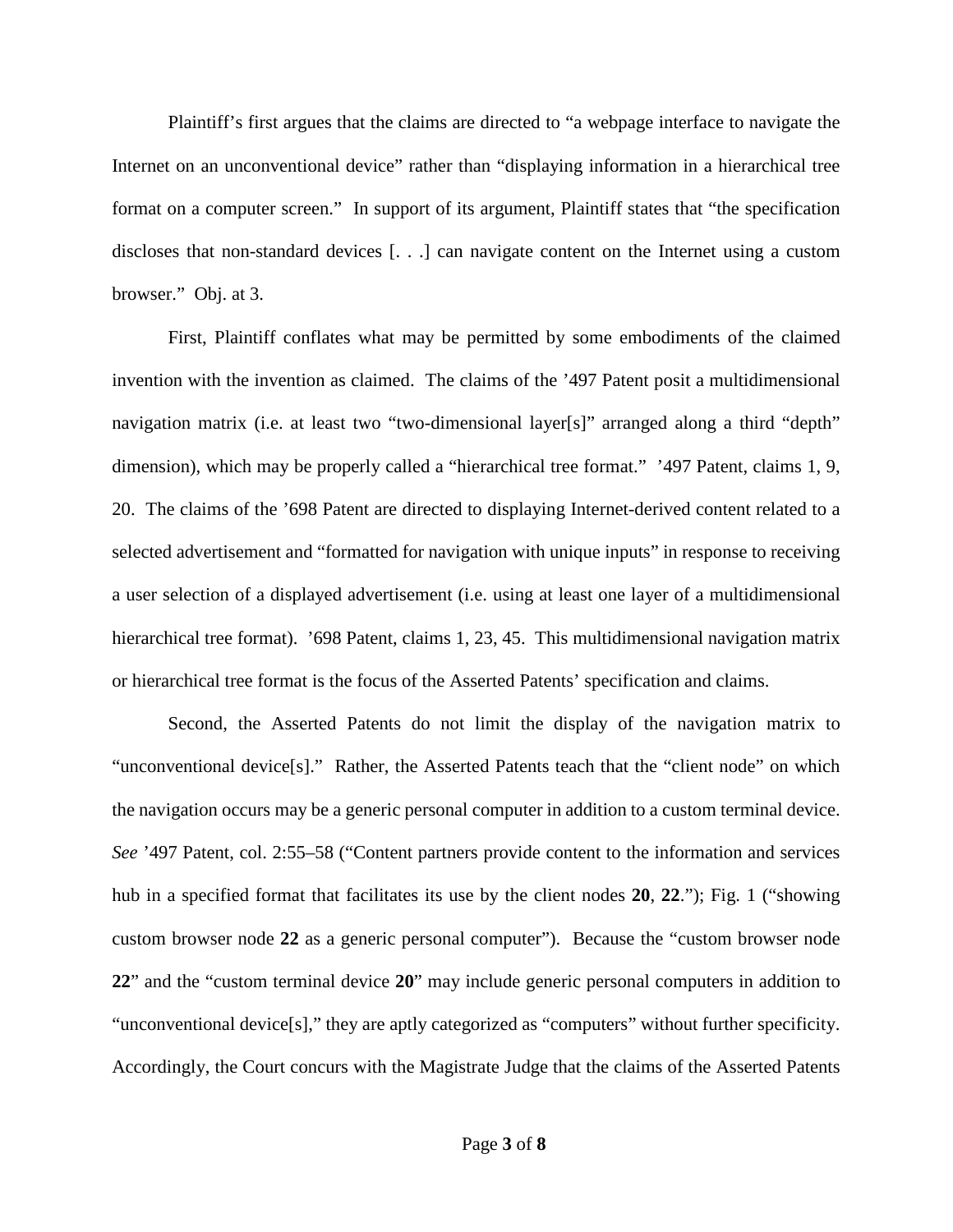Plaintiff's first argues that the claims are directed to "a webpage interface to navigate the Internet on an unconventional device" rather than "displaying information in a hierarchical tree format on a computer screen." In support of its argument, Plaintiff states that "the specification discloses that non-standard devices [. . .] can navigate content on the Internet using a custom browser." Obj. at 3.

First, Plaintiff conflates what may be permitted by some embodiments of the claimed invention with the invention as claimed. The claims of the '497 Patent posit a multidimensional navigation matrix (i.e. at least two "two-dimensional layer[s]" arranged along a third "depth" dimension), which may be properly called a "hierarchical tree format." '497 Patent, claims 1, 9, 20. The claims of the '698 Patent are directed to displaying Internet-derived content related to a selected advertisement and "formatted for navigation with unique inputs" in response to receiving a user selection of a displayed advertisement (i.e. using at least one layer of a multidimensional hierarchical tree format). '698 Patent, claims 1, 23, 45. This multidimensional navigation matrix or hierarchical tree format is the focus of the Asserted Patents' specification and claims.

Second, the Asserted Patents do not limit the display of the navigation matrix to "unconventional device[s]." Rather, the Asserted Patents teach that the "client node" on which the navigation occurs may be a generic personal computer in addition to a custom terminal device. *See* '497 Patent, col. 2:55–58 ("Content partners provide content to the information and services hub in a specified format that facilitates its use by the client nodes **20**, **22**."); Fig. 1 ("showing custom browser node **22** as a generic personal computer"). Because the "custom browser node **22**" and the "custom terminal device **20**" may include generic personal computers in addition to "unconventional device[s]," they are aptly categorized as "computers" without further specificity. Accordingly, the Court concurs with the Magistrate Judge that the claims of the Asserted Patents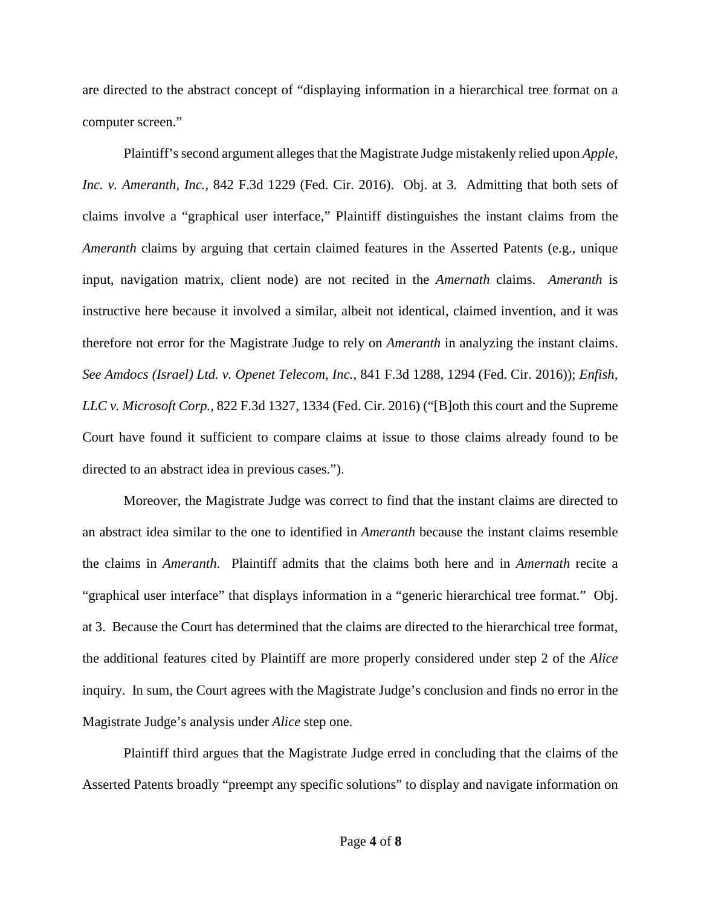are directed to the abstract concept of "displaying information in a hierarchical tree format on a computer screen."

Plaintiff's second argument alleges that the Magistrate Judge mistakenly relied upon *Apple, Inc. v. Ameranth, Inc.*, 842 F.3d 1229 (Fed. Cir. 2016). Obj. at 3. Admitting that both sets of claims involve a "graphical user interface," Plaintiff distinguishes the instant claims from the *Ameranth* claims by arguing that certain claimed features in the Asserted Patents (e.g., unique input, navigation matrix, client node) are not recited in the *Amernath* claims. *Ameranth* is instructive here because it involved a similar, albeit not identical, claimed invention, and it was therefore not error for the Magistrate Judge to rely on *Ameranth* in analyzing the instant claims. *See Amdocs (Israel) Ltd. v. Openet Telecom, Inc.*, 841 F.3d 1288, 1294 (Fed. Cir. 2016)); *Enfish, LLC v. Microsoft Corp.*, 822 F.3d 1327, 1334 (Fed. Cir. 2016) ("[B]oth this court and the Supreme Court have found it sufficient to compare claims at issue to those claims already found to be directed to an abstract idea in previous cases.").

Moreover, the Magistrate Judge was correct to find that the instant claims are directed to an abstract idea similar to the one to identified in *Ameranth* because the instant claims resemble the claims in *Ameranth*. Plaintiff admits that the claims both here and in *Amernath* recite a "graphical user interface" that displays information in a "generic hierarchical tree format." Obj. at 3. Because the Court has determined that the claims are directed to the hierarchical tree format, the additional features cited by Plaintiff are more properly considered under step 2 of the *Alice* inquiry. In sum, the Court agrees with the Magistrate Judge's conclusion and finds no error in the Magistrate Judge's analysis under *Alice* step one.

Plaintiff third argues that the Magistrate Judge erred in concluding that the claims of the Asserted Patents broadly "preempt any specific solutions" to display and navigate information on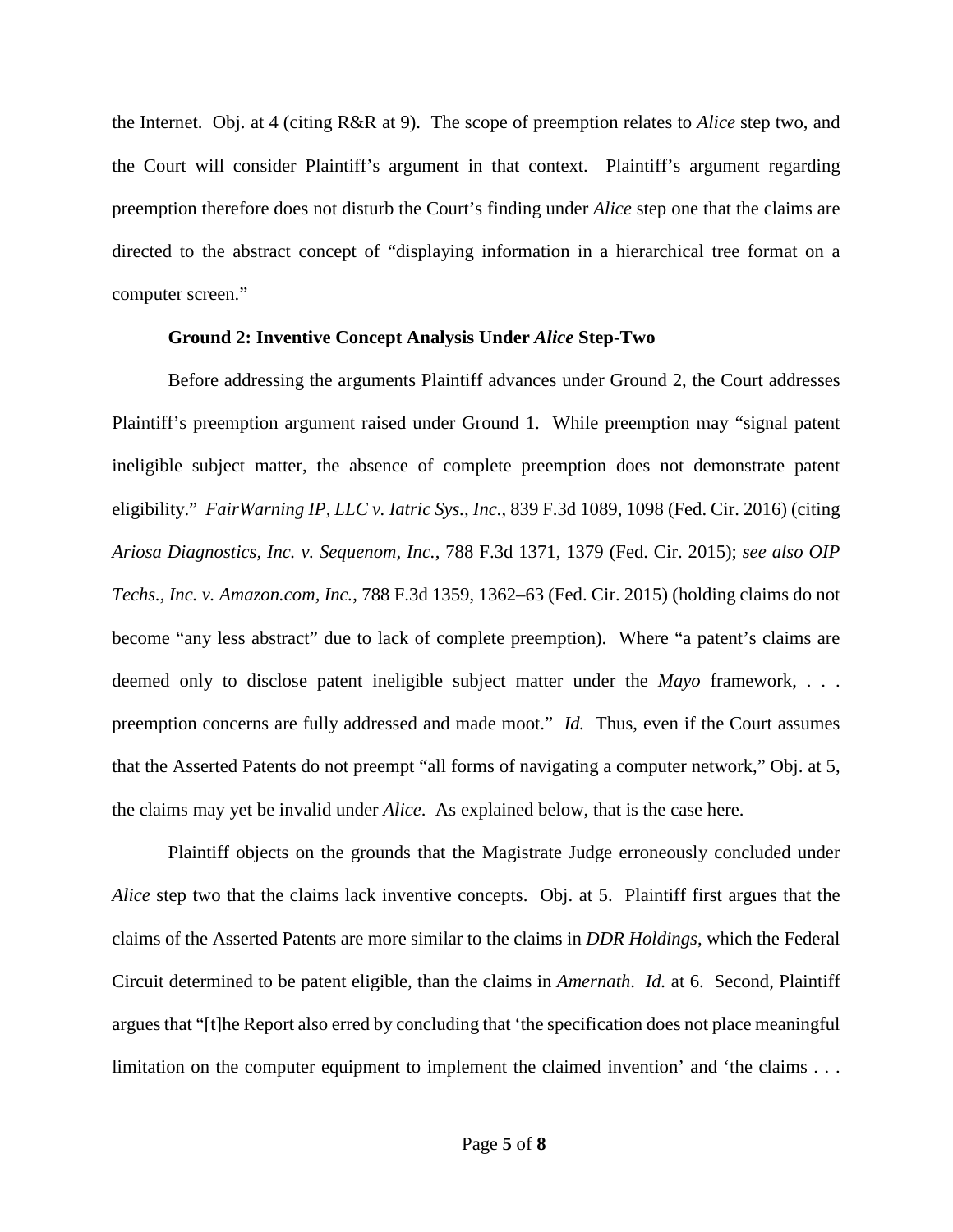the Internet. Obj. at 4 (citing R&R at 9). The scope of preemption relates to *Alice* step two, and the Court will consider Plaintiff's argument in that context. Plaintiff's argument regarding preemption therefore does not disturb the Court's finding under *Alice* step one that the claims are directed to the abstract concept of "displaying information in a hierarchical tree format on a computer screen."

**Ground 2: Inventive Concept Analysis Under *Alice* Step-Two**

Before addressing the arguments Plaintiff advances under Ground 2, the Court addresses Plaintiff's preemption argument raised under Ground 1. While preemption may "signal patent ineligible subject matter, the absence of complete preemption does not demonstrate patent eligibility." *FairWarning IP, LLC v. Iatric Sys., Inc.*, 839 F.3d 1089, 1098 (Fed. Cir. 2016) (citing *Ariosa Diagnostics, Inc. v. Sequenom, Inc.*, 788 F.3d 1371, 1379 (Fed. Cir. 2015); *see also OIP Techs., Inc. v. Amazon.com, Inc.*, 788 F.3d 1359, 1362–63 (Fed. Cir. 2015) (holding claims do not become "any less abstract" due to lack of complete preemption). Where "a patent's claims are deemed only to disclose patent ineligible subject matter under the *Mayo* framework, . . . preemption concerns are fully addressed and made moot." *Id.* Thus, even if the Court assumes that the Asserted Patents do not preempt "all forms of navigating a computer network," Obj. at 5, the claims may yet be invalid under *Alice*. As explained below, that is the case here.

Plaintiff objects on the grounds that the Magistrate Judge erroneously concluded under *Alice* step two that the claims lack inventive concepts. Obj. at 5. Plaintiff first argues that the claims of the Asserted Patents are more similar to the claims in *DDR Holdings*, which the Federal Circuit determined to be patent eligible, than the claims in *Amernath*. *Id.* at 6. Second, Plaintiff argues that "[t]he Report also erred by concluding that 'the specification does not place meaningful limitation on the computer equipment to implement the claimed invention' and 'the claims . . .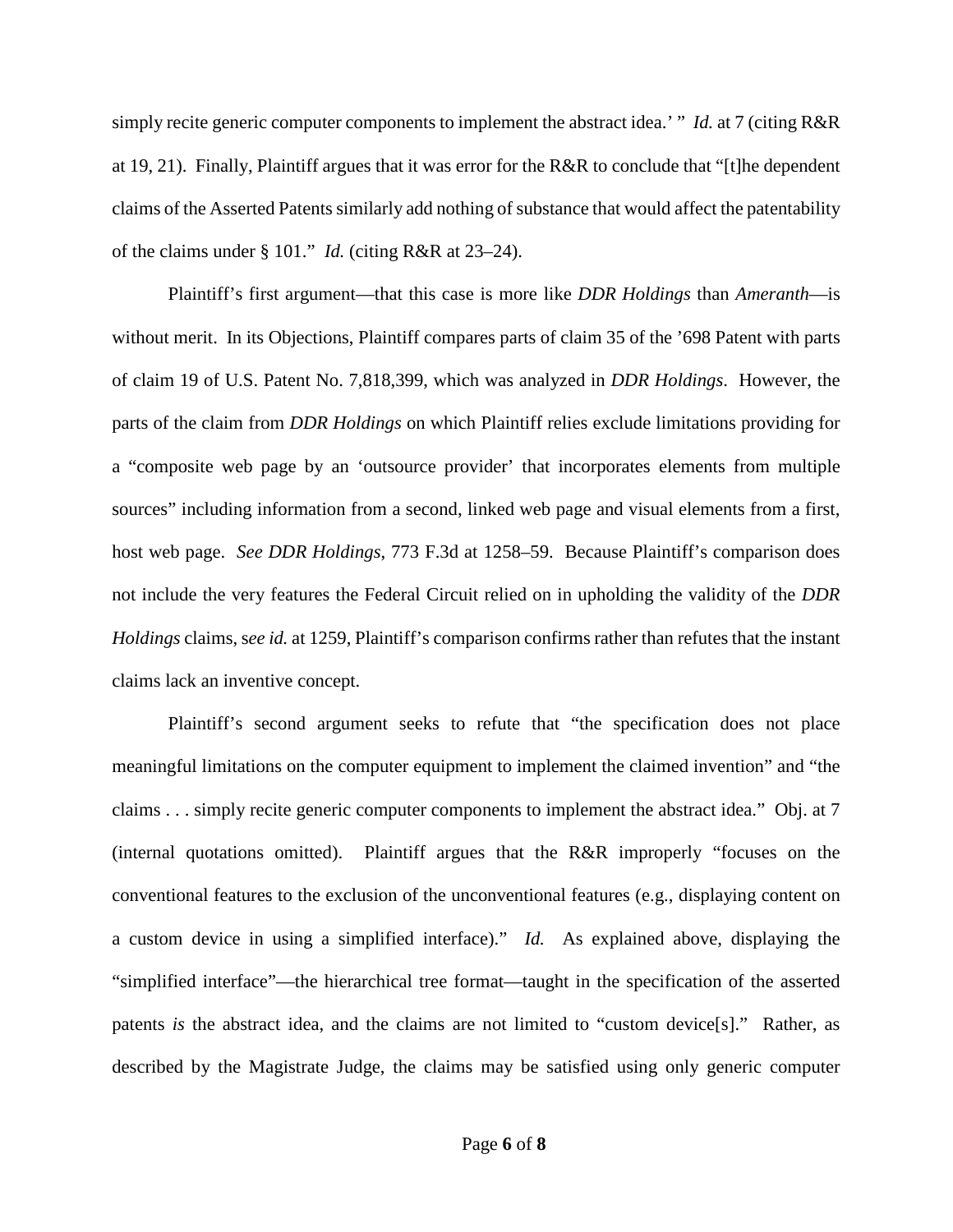simply recite generic computer components to implement the abstract idea.' " *Id.* at 7 (citing R&R at 19, 21). Finally, Plaintiff argues that it was error for the R&R to conclude that "[t]he dependent claims of the Asserted Patents similarly add nothing of substance that would affect the patentability of the claims under § 101." *Id.* (citing R&R at 23–24).

Plaintiff's first argument—that this case is more like *DDR Holdings* than *Ameranth*—is without merit. In its Objections, Plaintiff compares parts of claim 35 of the '698 Patent with parts of claim 19 of U.S. Patent No. 7,818,399, which was analyzed in *DDR Holdings*. However, the parts of the claim from *DDR Holdings* on which Plaintiff relies exclude limitations providing for a "composite web page by an 'outsource provider' that incorporates elements from multiple sources" including information from a second, linked web page and visual elements from a first, host web page. *See DDR Holdings*, 773 F.3d at 1258–59. Because Plaintiff's comparison does not include the very features the Federal Circuit relied on in upholding the validity of the *DDR Holdings* claims, s*ee id.* at 1259, Plaintiff's comparison confirms rather than refutes that the instant claims lack an inventive concept.

Plaintiff's second argument seeks to refute that "the specification does not place meaningful limitations on the computer equipment to implement the claimed invention" and "the claims . . . simply recite generic computer components to implement the abstract idea." Obj. at 7 (internal quotations omitted). Plaintiff argues that the R&R improperly "focuses on the conventional features to the exclusion of the unconventional features (e.g., displaying content on a custom device in using a simplified interface)." *Id.* As explained above, displaying the "simplified interface"—the hierarchical tree format—taught in the specification of the asserted patents *is* the abstract idea, and the claims are not limited to "custom device[s]." Rather, as described by the Magistrate Judge, the claims may be satisfied using only generic computer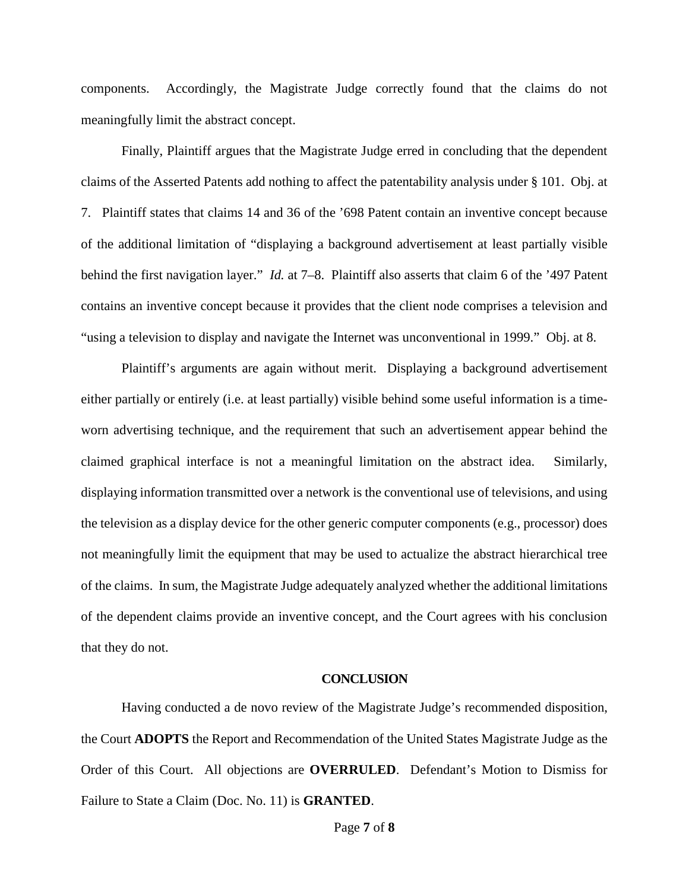components. Accordingly, the Magistrate Judge correctly found that the claims do not meaningfully limit the abstract concept.

Finally, Plaintiff argues that the Magistrate Judge erred in concluding that the dependent claims of the Asserted Patents add nothing to affect the patentability analysis under § 101. Obj. at 7. Plaintiff states that claims 14 and 36 of the '698 Patent contain an inventive concept because of the additional limitation of "displaying a background advertisement at least partially visible behind the first navigation layer." *Id.* at 7–8. Plaintiff also asserts that claim 6 of the '497 Patent contains an inventive concept because it provides that the client node comprises a television and "using a television to display and navigate the Internet was unconventional in 1999." Obj. at 8.

Plaintiff's arguments are again without merit. Displaying a background advertisement either partially or entirely (i.e. at least partially) visible behind some useful information is a time-worn advertising technique, and the requirement that such an advertisement appear behind the claimed graphical interface is not a meaningful limitation on the abstract idea. Similarly, displaying information transmitted over a network is the conventional use of televisions, and using the television as a display device for the other generic computer components (e.g., processor) does not meaningfully limit the equipment that may be used to actualize the abstract hierarchical tree of the claims. In sum, the Magistrate Judge adequately analyzed whether the additional limitations of the dependent claims provide an inventive concept, and the Court agrees with his conclusion that they do not.

## CONCLUSION

Having conducted a de novo review of the Magistrate Judge's recommended disposition, the Court **ADOPTS** the Report and Recommendation of the United States Magistrate Judge as the Order of this Court. All objections are **OVERRULED**. Defendant's Motion to Dismiss for Failure to State a Claim (Doc. No. 11) is **GRANTED**.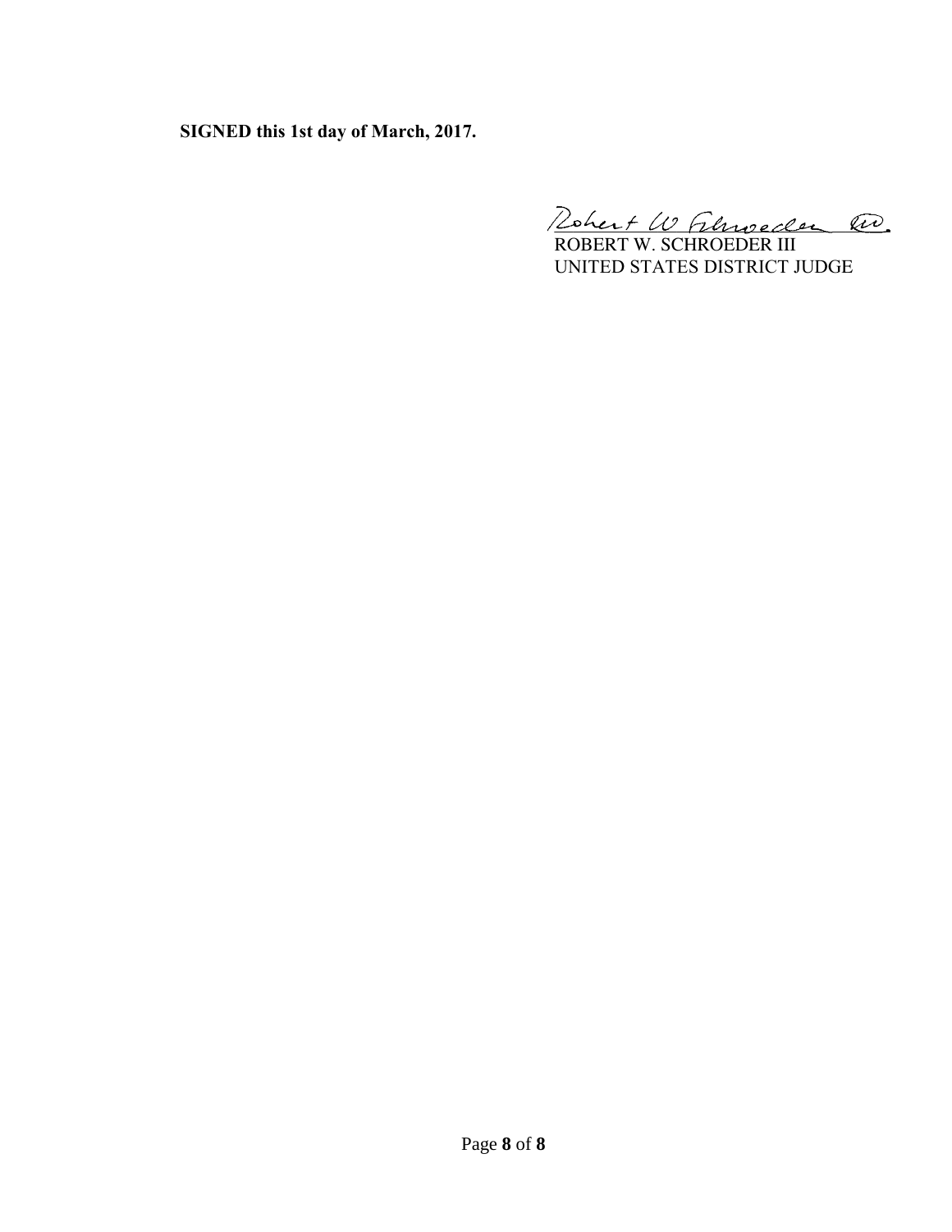**SIGNED this 1st day of March, 2017.**

ROBERT W. SCHROEDER III
UNITED STATES DISTRICT JUDGE